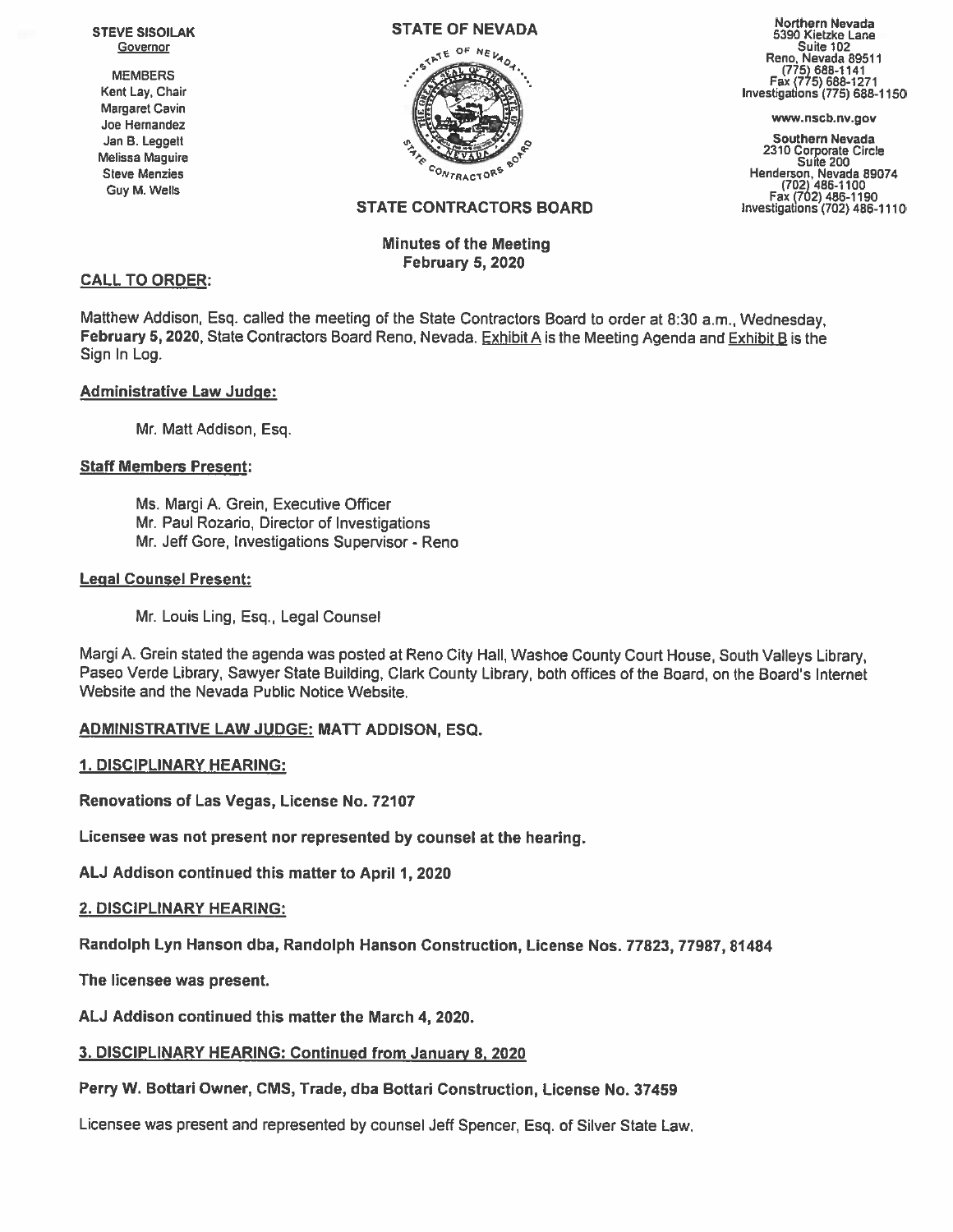**STEVE SISOILAK**
Governor

**MEMBERS**
Kent Lay, Chair
Margaret Cavin
Joe Hernandez
Jan B. Leggett
Melissa Maguire
Steve Menzies
Guy M. Wells

**STATE OF NEVADA**

**STATE CONTRACTORS BOARD**

**Northern Nevada**
5390 Kietzke Lane
Suite 102
Reno, Nevada 89511
(775) 688-1141
Fax (775) 688-1271
Investigations (775) 688-1150

www.nscb.nv.gov

**Southern Nevada**
2310 Corporate Circle
Suite 200
Henderson, Nevada 89074
(702) 486-1100
Fax (702) 486-1190
Investigations (702) 486-1110

**Minutes of the Meeting**
**February 5, 2020**

**CALL TO ORDER:**

Matthew Addison, Esq. called the meeting of the State Contractors Board to order at 8:30 a.m., Wednesday, **February 5, 2020**, State Contractors Board Reno, Nevada. Exhibit A is the Meeting Agenda and Exhibit B is the Sign In Log.

**Administrative Law Judge:**

Mr. Matt Addison, Esq.

**Staff Members Present:**

Ms. Margi A. Grein, Executive Officer
Mr. Paul Rozario, Director of Investigations
Mr. Jeff Gore, Investigations Supervisor - Reno

**Legal Counsel Present:**

Mr. Louis Ling, Esq., Legal Counsel

Margi A. Grein stated the agenda was posted at Reno City Hall, Washoe County Court House, South Valleys Library, Paseo Verde Library, Sawyer State Building, Clark County Library, both offices of the Board, on the Board's Internet Website and the Nevada Public Notice Website.

**ADMINISTRATIVE LAW JUDGE: MATT ADDISON, ESQ.**

**1. DISCIPLINARY HEARING:**

**Renovations of Las Vegas, License No. 72107**

**Licensee was not present nor represented by counsel at the hearing.**

**ALJ Addison continued this matter to April 1, 2020**

**2. DISCIPLINARY HEARING:**

**Randolph Lyn Hanson dba, Randolph Hanson Construction, License Nos. 77823, 77987, 81484**

**The licensee was present.**

**ALJ Addison continued this matter the March 4, 2020.**

**3. DISCIPLINARY HEARING: Continued from January 8, 2020**

**Perry W. Bottari Owner, CMS, Trade, dba Bottari Construction, License No. 37459**

Licensee was present and represented by counsel Jeff Spencer, Esq. of Silver State Law.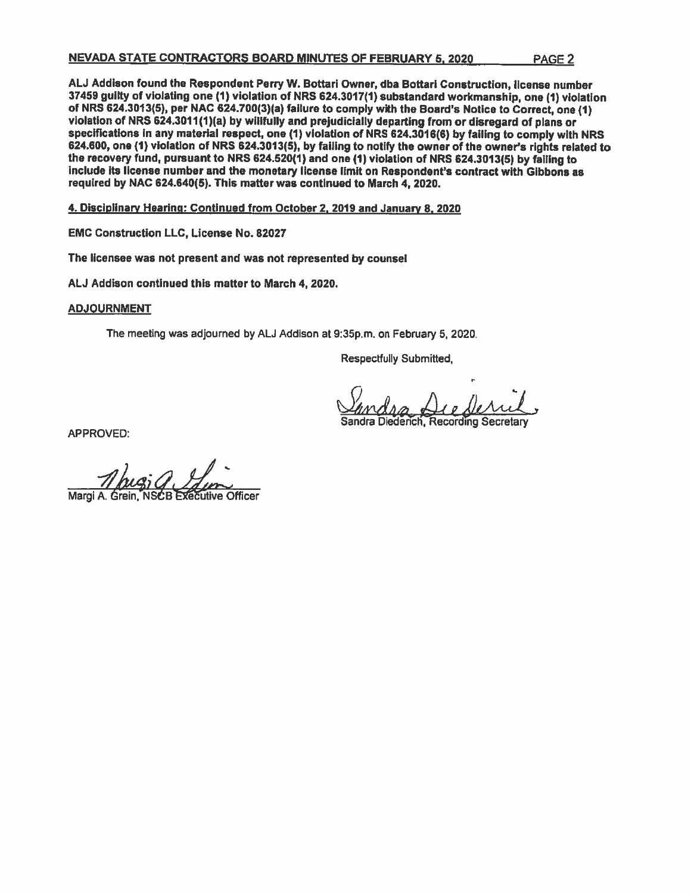ALJ Addison found the Respondent Perry W. Bottari Owner, dba Bottari Construction, license number 37459 guilty of violating one (1) violation of NRS 624.3017(1) substandard workmanship, one (1) violation of NRS 624.3013(5), per NAC 624.700(3)(a) failure to comply with the Board's Notice to Correct, one (1) violation of NRS 624.3011(1)(a) by willfully and prejudicially departing from or disregard of plans or specifications in any material respect, one (1) violation of NRS 624.3016(6) by failing to comply with NRS 624.600, one (1) violation of NRS 624.3013(5), by failing to notify the owner of the owner's rights related to the recovery fund, pursuant to NRS 624.520(1) and one (1) violation of NRS 624.3013(5) by failing to include its license number and the monetary license limit on Respondent's contract with Gibbons as required by NAC 624.640(5). This matter was continued to March 4, 2020.

**4. Disciplinary Hearing: Continued from October 2, 2019 and January 8, 2020**

**EMC Construction LLC, License No. 82027**

**The licensee was not present and was not represented by counsel**

**ALJ Addison continued this matter to March 4, 2020.**

**ADJOURNMENT**

The meeting was adjourned by ALJ Addison at 9:35p.m. on February 5, 2020.

Respectfully Submitted,

Sandra Diederich, Recording Secretary

APPROVED:

Margi A. Grein, NSCB Executive Officer